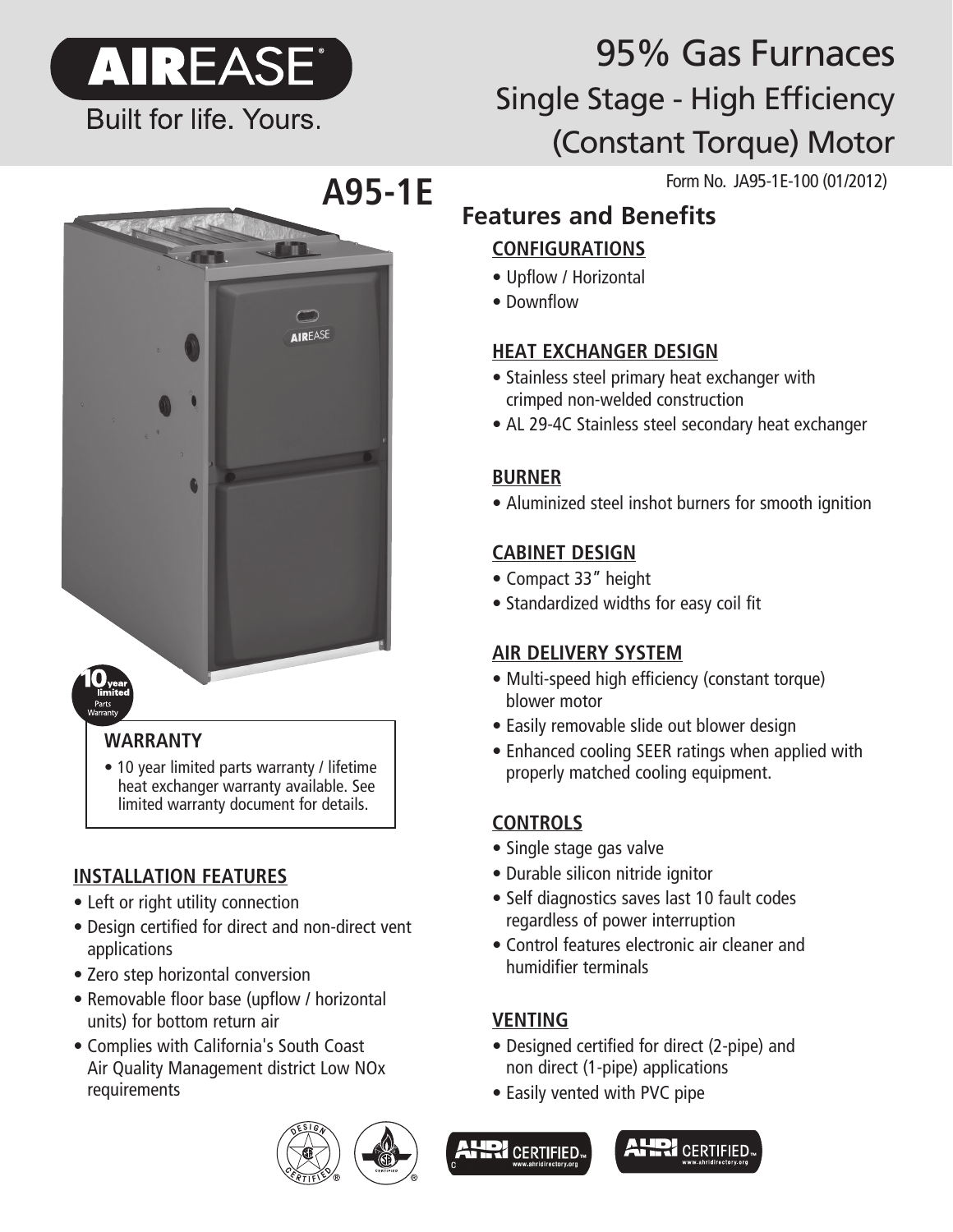# AIREASE

Built for life. Yours.

# 95% Gas Furnaces

## Single Stage - High Efficiency (Constant Torque) Motor

# A95-1E

Form No. JA95-1E-100 (01/2012)

10 year limited Parts Warranty

### WARRANTY

- 10 year limited parts warranty / lifetime heat exchanger warranty available. See limited warranty document for details.

### INSTALLATION FEATURES

- Left or right utility connection
- Design certified for direct and non-direct vent applications
- Zero step horizontal conversion
- Removable floor base (upflow / horizontal units) for bottom return air
- Complies with California's South Coast Air Quality Management district Low NOx requirements

## Features and Benefits

### CONFIGURATIONS

- Upflow / Horizontal
- Downflow

### HEAT EXCHANGER DESIGN

- Stainless steel primary heat exchanger with crimped non-welded construction
- AL 29-4C Stainless steel secondary heat exchanger

### BURNER

- Aluminized steel inshot burners for smooth ignition

### CABINET DESIGN

- Compact 33" height
- Standardized widths for easy coil fit

### AIR DELIVERY SYSTEM

- Multi-speed high efficiency (constant torque) blower motor
- Easily removable slide out blower design
- Enhanced cooling SEER ratings when applied with properly matched cooling equipment.

### CONTROLS

- Single stage gas valve
- Durable silicon nitride ignitor
- Self diagnostics saves last 10 fault codes regardless of power interruption
- Control features electronic air cleaner and humidifier terminals

### VENTING

- Designed certified for direct (2-pipe) and non direct (1-pipe) applications
- Easily vented with PVC pipe

AHRI CERTIFIED™ www.ahridirectory.org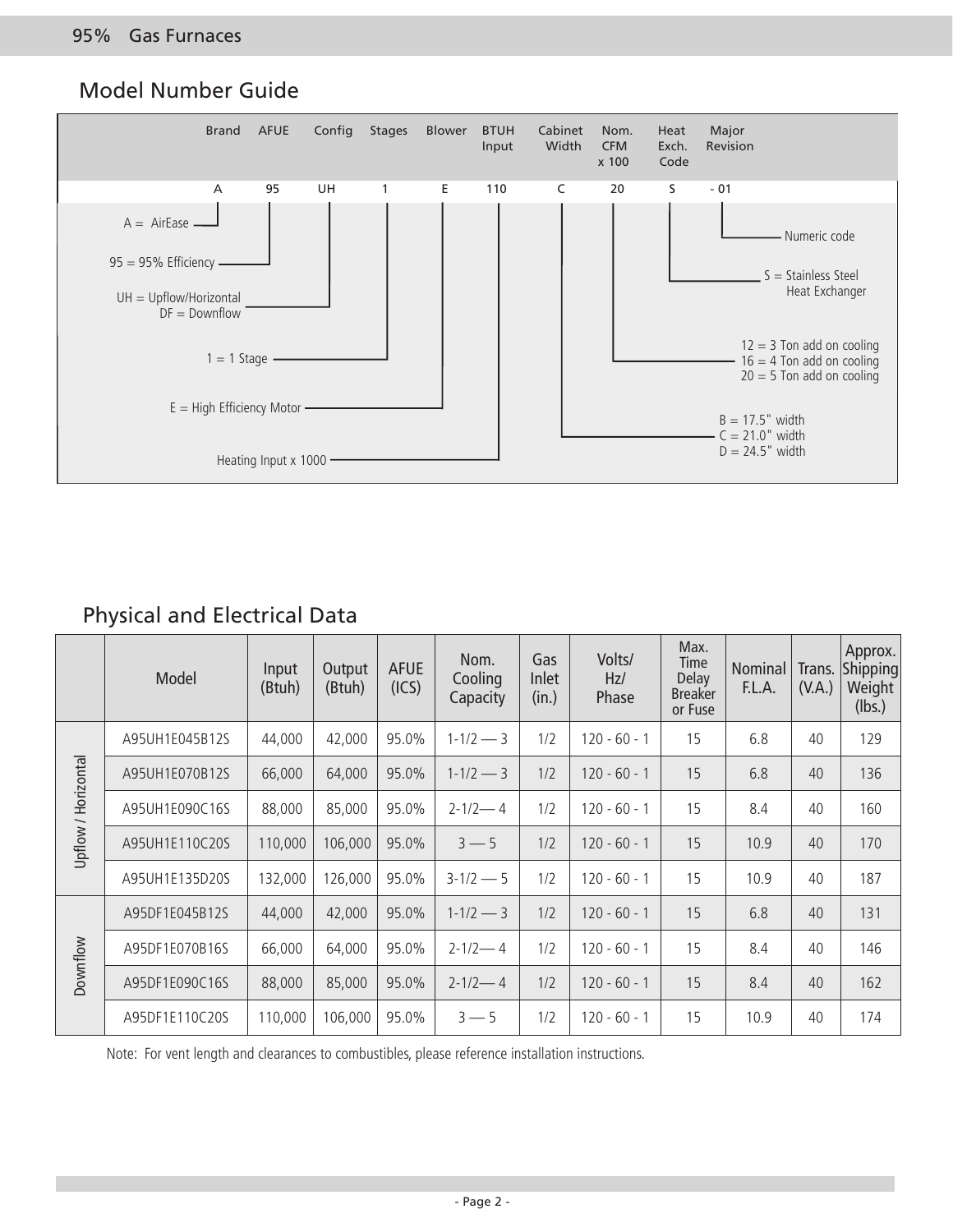## Model Number Guide

| Brand | AFUE | Config | Stages | Blower | BTUH Input | Cabinet Width | Nom. CFM x 100 | Heat Exch. Code | Major Revision |
|---|---|---|---|---|---|---|---|---|---|
| A | 95 | UH | 1 | E | 110 | C | 20 | S | - 01 |

- A = AirEase
- 95 = 95% Efficiency
- UH = Upflow/Horizontal, DF = Downflow
- 1 = 1 Stage
- E = High Efficiency Motor
- Heating Input x 1000
- B = 17.5" width, C = 21.0" width, D = 24.5" width
- 12 = 3 Ton add on cooling, 16 = 4 Ton add on cooling, 20 = 5 Ton add on cooling
- S = Stainless Steel Heat Exchanger
- Numeric code

## Physical and Electrical Data

| | Model | Input (Btuh) | Output (Btuh) | AFUE (ICS) | Nom. Cooling Capacity | Gas Inlet (in.) | Volts/ Hz/ Phase | Max. Time Delay Breaker or Fuse | Nominal F.L.A. | Trans. (V.A.) | Approx. Shipping Weight (lbs.) |
|---|---|---|---|---|---|---|---|---|---|---|---|
| Upflow / Horizontal | A95UH1E045B12S | 44,000 | 42,000 | 95.0% | 1-1/2 — 3 | 1/2 | 120 - 60 - 1 | 15 | 6.8 | 40 | 129 |
| | A95UH1E070B12S | 66,000 | 64,000 | 95.0% | 1-1/2 — 3 | 1/2 | 120 - 60 - 1 | 15 | 6.8 | 40 | 136 |
| | A95UH1E090C16S | 88,000 | 85,000 | 95.0% | 2-1/2— 4 | 1/2 | 120 - 60 - 1 | 15 | 8.4 | 40 | 160 |
| | A95UH1E110C20S | 110,000 | 106,000 | 95.0% | 3 — 5 | 1/2 | 120 - 60 - 1 | 15 | 10.9 | 40 | 170 |
| | A95UH1E135D20S | 132,000 | 126,000 | 95.0% | 3-1/2 — 5 | 1/2 | 120 - 60 - 1 | 15 | 10.9 | 40 | 187 |
| Downflow | A95DF1E045B12S | 44,000 | 42,000 | 95.0% | 1-1/2 — 3 | 1/2 | 120 - 60 - 1 | 15 | 6.8 | 40 | 131 |
| | A95DF1E070B16S | 66,000 | 64,000 | 95.0% | 2-1/2— 4 | 1/2 | 120 - 60 - 1 | 15 | 8.4 | 40 | 146 |
| | A95DF1E090C16S | 88,000 | 85,000 | 95.0% | 2-1/2— 4 | 1/2 | 120 - 60 - 1 | 15 | 8.4 | 40 | 162 |
| | A95DF1E110C20S | 110,000 | 106,000 | 95.0% | 3 — 5 | 1/2 | 120 - 60 - 1 | 15 | 10.9 | 40 | 174 |

Note: For vent length and clearances to combustibles, please reference installation instructions.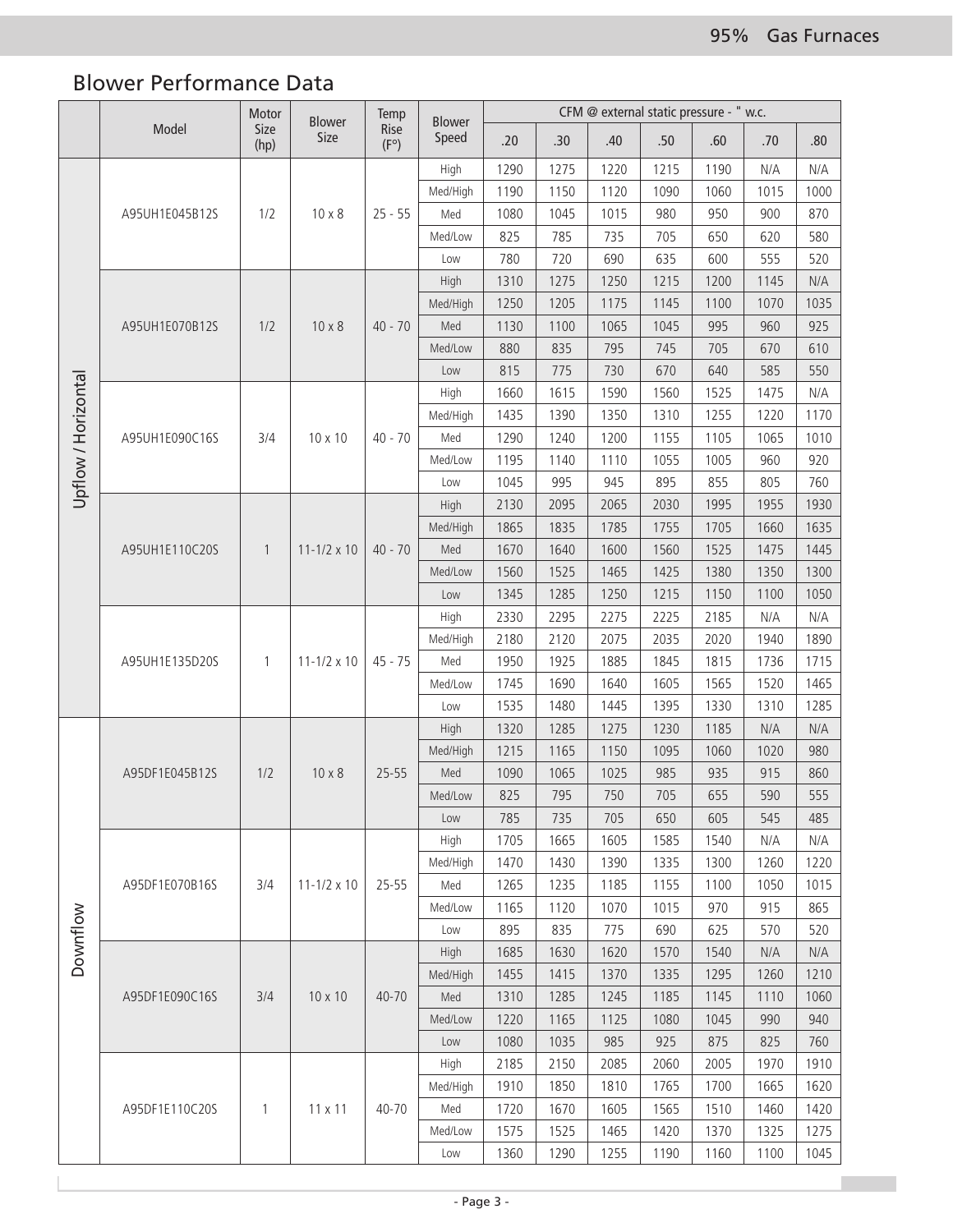## Blower Performance Data

| | Model | Motor Size (hp) | Blower Size | Temp Rise (F°) | Blower Speed | CFM @ external static pressure - " w.c. | | | | | | |
|---|---|---|---|---|---|---|---|---|---|---|---|---|
| | | | | | | .20 | .30 | .40 | .50 | .60 | .70 | .80 |
| Upflow / Horizontal | A95UH1E045B12S | 1/2 | 10 x 8 | 25 - 55 | High | 1290 | 1275 | 1220 | 1215 | 1190 | N/A | N/A |
| | | | | | Med/High | 1190 | 1150 | 1120 | 1090 | 1060 | 1015 | 1000 |
| | | | | | Med | 1080 | 1045 | 1015 | 980 | 950 | 900 | 870 |
| | | | | | Med/Low | 825 | 785 | 735 | 705 | 650 | 620 | 580 |
| | | | | | Low | 780 | 720 | 690 | 635 | 600 | 555 | 520 |
| | A95UH1E070B12S | 1/2 | 10 x 8 | 40 - 70 | High | 1310 | 1275 | 1250 | 1215 | 1200 | 1145 | N/A |
| | | | | | Med/High | 1250 | 1205 | 1175 | 1145 | 1100 | 1070 | 1035 |
| | | | | | Med | 1130 | 1100 | 1065 | 1045 | 995 | 960 | 925 |
| | | | | | Med/Low | 880 | 835 | 795 | 745 | 705 | 670 | 610 |
| | | | | | Low | 815 | 775 | 730 | 670 | 640 | 585 | 550 |
| | A95UH1E090C16S | 3/4 | 10 x 10 | 40 - 70 | High | 1660 | 1615 | 1590 | 1560 | 1525 | 1475 | N/A |
| | | | | | Med/High | 1435 | 1390 | 1350 | 1310 | 1255 | 1220 | 1170 |
| | | | | | Med | 1290 | 1240 | 1200 | 1155 | 1105 | 1065 | 1010 |
| | | | | | Med/Low | 1195 | 1140 | 1110 | 1055 | 1005 | 960 | 920 |
| | | | | | Low | 1045 | 995 | 945 | 895 | 855 | 805 | 760 |
| | A95UH1E110C20S | 1 | 11-1/2 x 10 | 40 - 70 | High | 2130 | 2095 | 2065 | 2030 | 1995 | 1955 | 1930 |
| | | | | | Med/High | 1865 | 1835 | 1785 | 1755 | 1705 | 1660 | 1635 |
| | | | | | Med | 1670 | 1640 | 1600 | 1560 | 1525 | 1475 | 1445 |
| | | | | | Med/Low | 1560 | 1525 | 1465 | 1425 | 1380 | 1350 | 1300 |
| | | | | | Low | 1345 | 1285 | 1250 | 1215 | 1150 | 1100 | 1050 |
| | A95UH1E135D20S | 1 | 11-1/2 x 10 | 45 - 75 | High | 2330 | 2295 | 2275 | 2225 | 2185 | N/A | N/A |
| | | | | | Med/High | 2180 | 2120 | 2075 | 2035 | 2020 | 1940 | 1890 |
| | | | | | Med | 1950 | 1925 | 1885 | 1845 | 1815 | 1736 | 1715 |
| | | | | | Med/Low | 1745 | 1690 | 1640 | 1605 | 1565 | 1520 | 1465 |
| | | | | | Low | 1535 | 1480 | 1445 | 1395 | 1330 | 1310 | 1285 |
| Downflow | A95DF1E045B12S | 1/2 | 10 x 8 | 25-55 | High | 1320 | 1285 | 1275 | 1230 | 1185 | N/A | N/A |
| | | | | | Med/High | 1215 | 1165 | 1150 | 1095 | 1060 | 1020 | 980 |
| | | | | | Med | 1090 | 1065 | 1025 | 985 | 935 | 915 | 860 |
| | | | | | Med/Low | 825 | 795 | 750 | 705 | 655 | 590 | 555 |
| | | | | | Low | 785 | 735 | 705 | 650 | 605 | 545 | 485 |
| | A95DF1E070B16S | 3/4 | 11-1/2 x 10 | 25-55 | High | 1705 | 1665 | 1605 | 1585 | 1540 | N/A | N/A |
| | | | | | Med/High | 1470 | 1430 | 1390 | 1335 | 1300 | 1260 | 1220 |
| | | | | | Med | 1265 | 1235 | 1185 | 1155 | 1100 | 1050 | 1015 |
| | | | | | Med/Low | 1165 | 1120 | 1070 | 1015 | 970 | 915 | 865 |
| | | | | | Low | 895 | 835 | 775 | 690 | 625 | 570 | 520 |
| | A95DF1E090C16S | 3/4 | 10 x 10 | 40-70 | High | 1685 | 1630 | 1620 | 1570 | 1540 | N/A | N/A |
| | | | | | Med/High | 1455 | 1415 | 1370 | 1335 | 1295 | 1260 | 1210 |
| | | | | | Med | 1310 | 1285 | 1245 | 1185 | 1145 | 1110 | 1060 |
| | | | | | Med/Low | 1220 | 1165 | 1125 | 1080 | 1045 | 990 | 940 |
| | | | | | Low | 1080 | 1035 | 985 | 925 | 875 | 825 | 760 |
| | A95DF1E110C20S | 1 | 11 x 11 | 40-70 | High | 2185 | 2150 | 2085 | 2060 | 2005 | 1970 | 1910 |
| | | | | | Med/High | 1910 | 1850 | 1810 | 1765 | 1700 | 1665 | 1620 |
| | | | | | Med | 1720 | 1670 | 1605 | 1565 | 1510 | 1460 | 1420 |
| | | | | | Med/Low | 1575 | 1525 | 1465 | 1420 | 1370 | 1325 | 1275 |
| | | | | | Low | 1360 | 1290 | 1255 | 1190 | 1160 | 1100 | 1045 |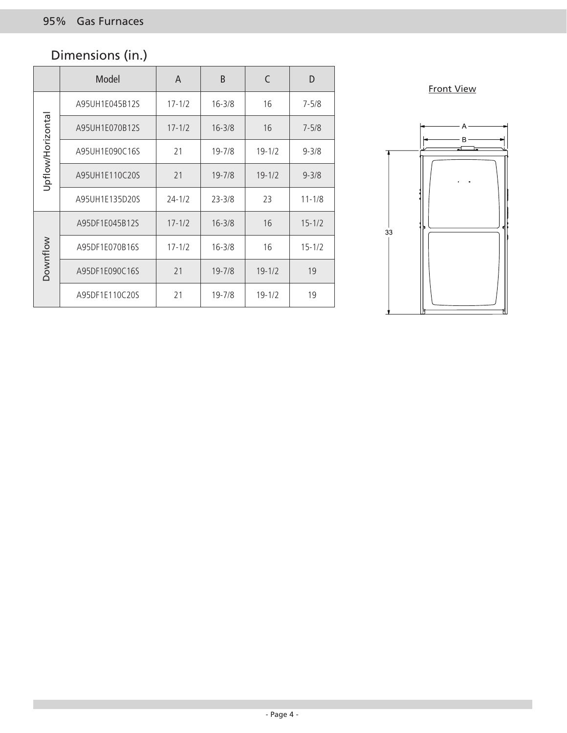## Dimensions (in.)

| | Model | A | B | C | D |
|---|---|---|---|---|---|
| Upflow/Horizontal | A95UH1E045B12S | 17-1/2 | 16-3/8 | 16 | 7-5/8 |
| | A95UH1E070B12S | 17-1/2 | 16-3/8 | 16 | 7-5/8 |
| | A95UH1E090C16S | 21 | 19-7/8 | 19-1/2 | 9-3/8 |
| | A95UH1E110C20S | 21 | 19-7/8 | 19-1/2 | 9-3/8 |
| | A95UH1E135D20S | 24-1/2 | 23-3/8 | 23 | 11-1/8 |
| Downflow | A95DF1E045B12S | 17-1/2 | 16-3/8 | 16 | 15-1/2 |
| | A95DF1E070B16S | 17-1/2 | 16-3/8 | 16 | 15-1/2 |
| | A95DF1E090C16S | 21 | 19-7/8 | 19-1/2 | 19 |
| | A95DF1E110C20S | 21 | 19-7/8 | 19-1/2 | 19 |

Front View

A

B

33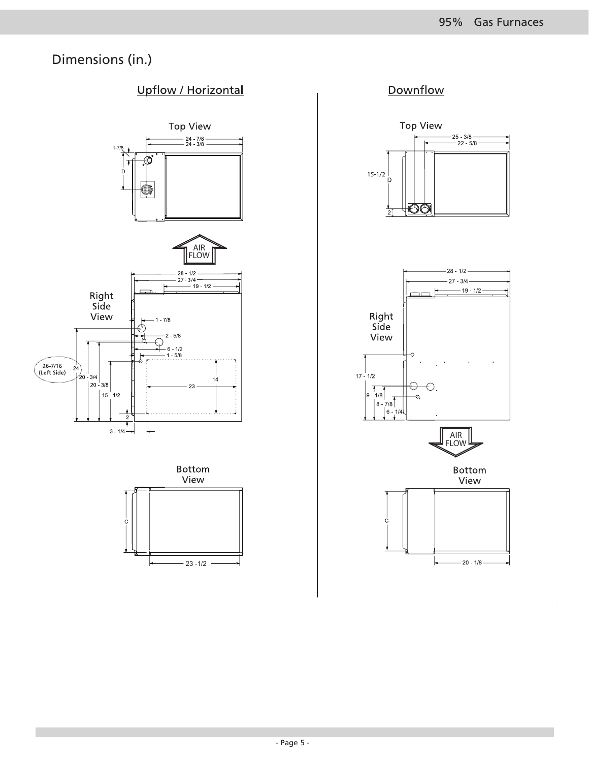# Dimensions (in.)

## Upflow / Horizontal

### Top View

24 - 7/8
24 - 3/8
1-7/8
D

AIR FLOW

### Right Side View

28 - 1/2
27 - 3/4
19 - 1/2
1 - 7/8
2 - 5/8
6 - 1/2
1 - 5/8
26-7/16 (Left Side)
24
20 - 3/4
20 - 3/8
15 - 1/2
14
23
2
3 - 1/4

### Bottom View

C
23 -1/2

## Downflow

### Top View

25 - 3/8
22 - 5/8
15-1/2
D
2

### Right Side View

28 - 1/2
27 - 3/4
19 - 1/2
17 - 1/2
9 - 1/8
8 - 7/8
6 - 1/4

AIR FLOW

### Bottom View

C
20 - 1/8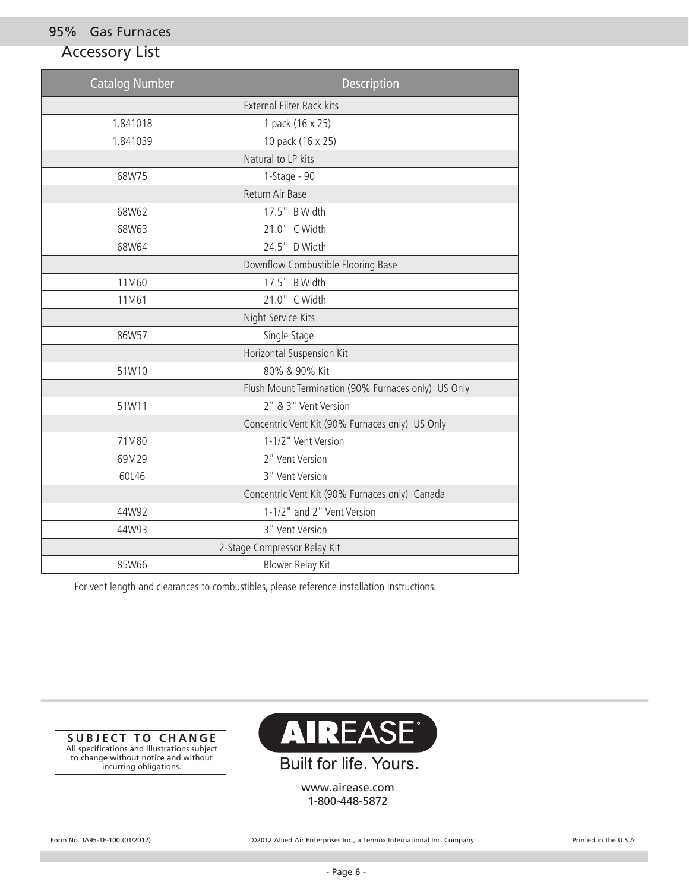## Accessory List

| Catalog Number | Description |
|---|---|
| | External Filter Rack kits |
| 1.841018 | 1 pack (16 x 25) |
| 1.841039 | 10 pack (16 x 25) |
| | Natural to LP kits |
| 68W75 | 1-Stage - 90 |
| | Return Air Base |
| 68W62 | 17.5" B Width |
| 68W63 | 21.0" C Width |
| 68W64 | 24.5" D Width |
| | Downflow Combustible Flooring Base |
| 11M60 | 17.5" B Width |
| 11M61 | 21.0" C Width |
| | Night Service Kits |
| 86W57 | Single Stage |
| | Horizontal Suspension Kit |
| 51W10 | 80% & 90% Kit |
| | Flush Mount Termination (90% Furnaces only) US Only |
| 51W11 | 2" & 3" Vent Version |
| | Concentric Vent Kit (90% Furnaces only) US Only |
| 71M80 | 1-1/2" Vent Version |
| 69M29 | 2" Vent Version |
| 60L46 | 3" Vent Version |
| | Concentric Vent Kit (90% Furnaces only) Canada |
| 44W92 | 1-1/2" and 2" Vent Version |
| 44W93 | 3" Vent Version |
| | 2-Stage Compressor Relay Kit |
| 85W66 | Blower Relay Kit |

For vent length and clearances to combustibles, please reference installation instructions.

**SUBJECT TO CHANGE**
All specifications and illustrations subject to change without notice and without incurring obligations.

AIREASE®
Built for life. Yours.

www.airease.com
1-800-448-5872

Form No. JA95-1E-100 (01/2012) ©2012 Allied Air Enterprises Inc., a Lennox International Inc. Company Printed in the U.S.A.